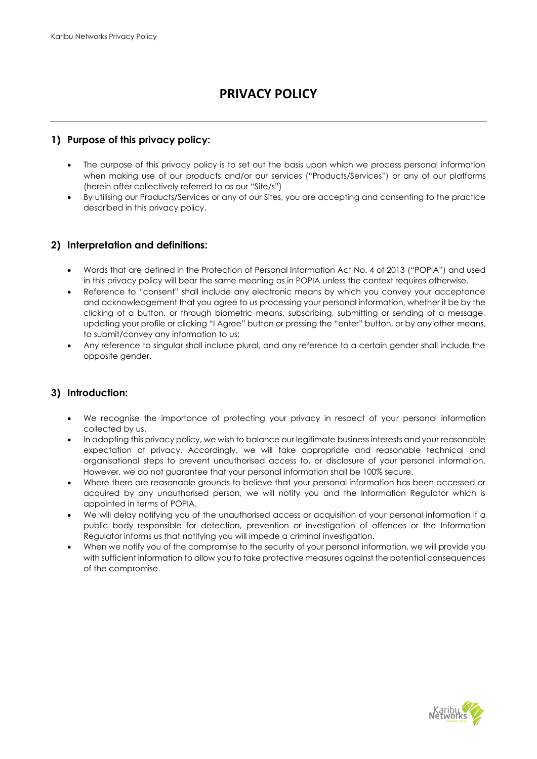# PRIVACY POLICY

## 1) Purpose of this privacy policy:

- The purpose of this privacy policy is to set out the basis upon which we process personal information when making use of our products and/or our services ("Products/Services") or any of our platforms (herein after collectively referred to as our "Site/s")
- By utilising our Products/Services or any of our Sites, you are accepting and consenting to the practice described in this privacy policy.

## 2) Interpretation and definitions:

- Words that are defined in the Protection of Personal Information Act No. 4 of 2013 ("POPIA") and used in this privacy policy will bear the same meaning as in POPIA unless the context requires otherwise.
- Reference to "consent" shall include any electronic means by which you convey your acceptance and acknowledgement that you agree to us processing your personal information, whether it be by the clicking of a button, or through biometric means, subscribing, submitting or sending of a message, updating your profile or clicking "I Agree" button or pressing the "enter" button, or by any other means, to submit/convey any information to us;
- Any reference to singular shall include plural, and any reference to a certain gender shall include the opposite gender.

## 3) Introduction:

- We recognise the importance of protecting your privacy in respect of your personal information collected by us.
- In adopting this privacy policy, we wish to balance our legitimate business interests and your reasonable expectation of privacy. Accordingly, we will take appropriate and reasonable technical and organisational steps to prevent unauthorised access to, or disclosure of your personal information. However, we do not guarantee that your personal information shall be 100% secure.
- Where there are reasonable grounds to believe that your personal information has been accessed or acquired by any unauthorised person, we will notify you and the Information Regulator which is appointed in terms of POPIA.
- We will delay notifying you of the unauthorised access or acquisition of your personal information if a public body responsible for detection, prevention or investigation of offences or the Information Regulator informs us that notifying you will impede a criminal investigation.
- When we notify you of the compromise to the security of your personal information, we will provide you with sufficient information to allow you to take protective measures against the potential consequences of the compromise.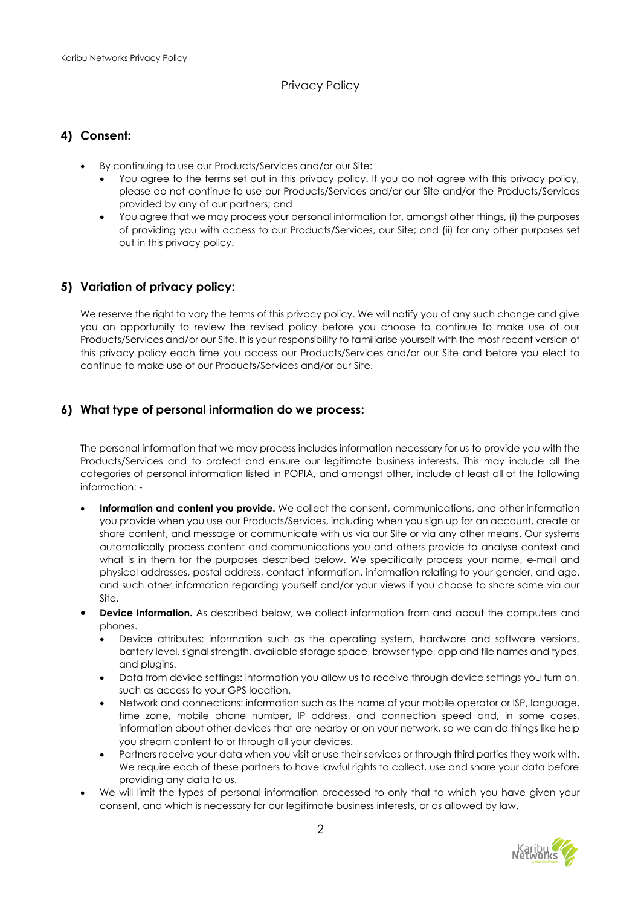## 4) Consent:

- By continuing to use our Products/Services and/or our Site:
  - You agree to the terms set out in this privacy policy. If you do not agree with this privacy policy, please do not continue to use our Products/Services and/or our Site and/or the Products/Services provided by any of our partners; and
  - You agree that we may process your personal information for, amongst other things, (i) the purposes of providing you with access to our Products/Services, our Site; and (ii) for any other purposes set out in this privacy policy.

## 5) Variation of privacy policy:

We reserve the right to vary the terms of this privacy policy. We will notify you of any such change and give you an opportunity to review the revised policy before you choose to continue to make use of our Products/Services and/or our Site. It is your responsibility to familiarise yourself with the most recent version of this privacy policy each time you access our Products/Services and/or our Site and before you elect to continue to make use of our Products/Services and/or our Site.

## 6) What type of personal information do we process:

The personal information that we may process includes information necessary for us to provide you with the Products/Services and to protect and ensure our legitimate business interests. This may include all the categories of personal information listed in POPIA, and amongst other, include at least all of the following information: -

- **Information and content you provide.** We collect the consent, communications, and other information you provide when you use our Products/Services, including when you sign up for an account, create or share content, and message or communicate with us via our Site or via any other means. Our systems automatically process content and communications you and others provide to analyse context and what is in them for the purposes described below. We specifically process your name, e-mail and physical addresses, postal address, contact information, information relating to your gender, and age, and such other information regarding yourself and/or your views if you choose to share same via our Site.
- **Device Information.** As described below, we collect information from and about the computers and phones.
  - Device attributes: information such as the operating system, hardware and software versions, battery level, signal strength, available storage space, browser type, app and file names and types, and plugins.
  - Data from device settings: information you allow us to receive through device settings you turn on, such as access to your GPS location.
  - Network and connections: information such as the name of your mobile operator or ISP, language, time zone, mobile phone number, IP address, and connection speed and, in some cases, information about other devices that are nearby or on your network, so we can do things like help you stream content to or through all your devices.
  - Partners receive your data when you visit or use their services or through third parties they work with. We require each of these partners to have lawful rights to collect, use and share your data before providing any data to us.
- We will limit the types of personal information processed to only that to which you have given your consent, and which is necessary for our legitimate business interests, or as allowed by law.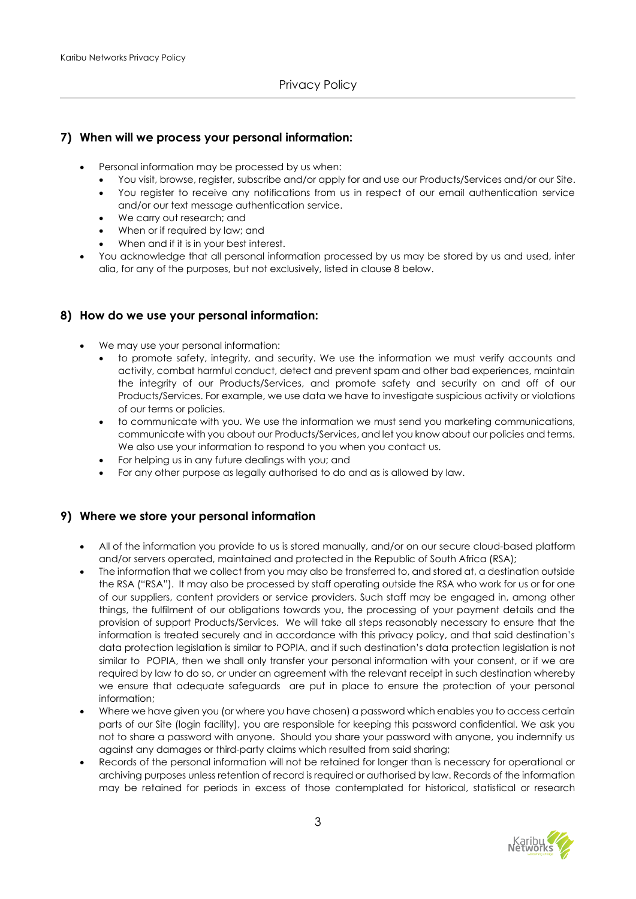## 7) When will we process your personal information:

- Personal information may be processed by us when:
  - You visit, browse, register, subscribe and/or apply for and use our Products/Services and/or our Site.
  - You register to receive any notifications from us in respect of our email authentication service and/or our text message authentication service.
  - We carry out research; and
  - When or if required by law; and
  - When and if it is in your best interest.
- You acknowledge that all personal information processed by us may be stored by us and used, inter alia, for any of the purposes, but not exclusively, listed in clause 8 below.

## 8) How do we use your personal information:

- We may use your personal information:
  - to promote safety, integrity, and security. We use the information we must verify accounts and activity, combat harmful conduct, detect and prevent spam and other bad experiences, maintain the integrity of our Products/Services, and promote safety and security on and off of our Products/Services. For example, we use data we have to investigate suspicious activity or violations of our terms or policies.
  - to communicate with you. We use the information we must send you marketing communications, communicate with you about our Products/Services, and let you know about our policies and terms. We also use your information to respond to you when you contact us.
  - For helping us in any future dealings with you; and
  - For any other purpose as legally authorised to do and as is allowed by law.

## 9) Where we store your personal information

- All of the information you provide to us is stored manually, and/or on our secure cloud-based platform and/or servers operated, maintained and protected in the Republic of South Africa (RSA);
- The information that we collect from you may also be transferred to, and stored at, a destination outside the RSA ("RSA"). It may also be processed by staff operating outside the RSA who work for us or for one of our suppliers, content providers or service providers. Such staff may be engaged in, among other things, the fulfilment of our obligations towards you, the processing of your payment details and the provision of support Products/Services. We will take all steps reasonably necessary to ensure that the information is treated securely and in accordance with this privacy policy, and that said destination's data protection legislation is similar to POPIA, and if such destination's data protection legislation is not similar to POPIA, then we shall only transfer your personal information with your consent, or if we are required by law to do so, or under an agreement with the relevant receipt in such destination whereby we ensure that adequate safeguards are put in place to ensure the protection of your personal information;
- Where we have given you (or where you have chosen) a password which enables you to access certain parts of our Site (login facility), you are responsible for keeping this password confidential. We ask you not to share a password with anyone. Should you share your password with anyone, you indemnify us against any damages or third-party claims which resulted from said sharing;
- Records of the personal information will not be retained for longer than is necessary for operational or archiving purposes unless retention of record is required or authorised by law. Records of the information may be retained for periods in excess of those contemplated for historical, statistical or research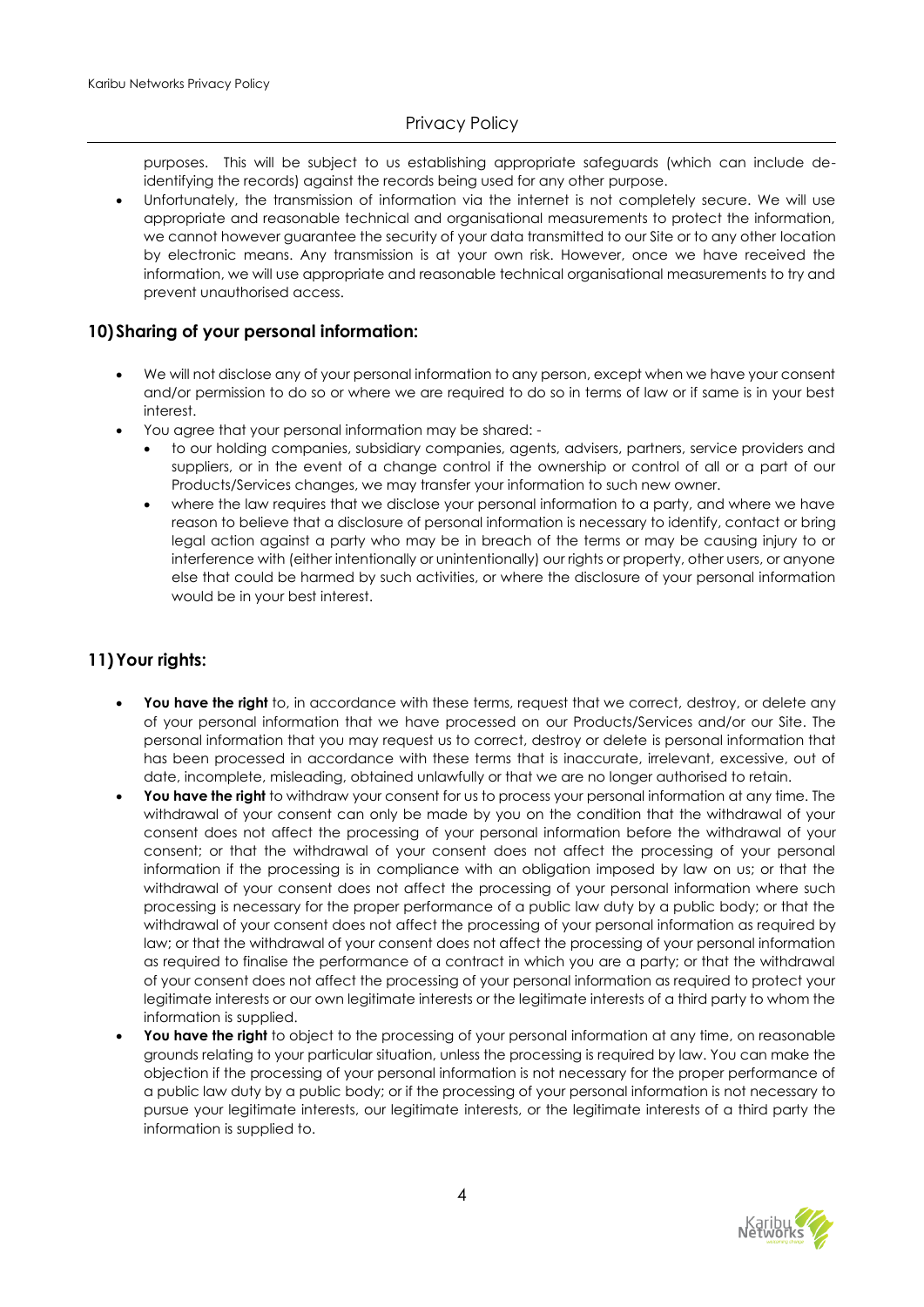purposes. This will be subject to us establishing appropriate safeguards (which can include de-identifying the records) against the records being used for any other purpose.

- Unfortunately, the transmission of information via the internet is not completely secure. We will use appropriate and reasonable technical and organisational measurements to protect the information, we cannot however guarantee the security of your data transmitted to our Site or to any other location by electronic means. Any transmission is at your own risk. However, once we have received the information, we will use appropriate and reasonable technical organisational measurements to try and prevent unauthorised access.

## 10) Sharing of your personal information:

- We will not disclose any of your personal information to any person, except when we have your consent and/or permission to do so or where we are required to do so in terms of law or if same is in your best interest.
- You agree that your personal information may be shared: -
  - to our holding companies, subsidiary companies, agents, advisers, partners, service providers and suppliers, or in the event of a change control if the ownership or control of all or a part of our Products/Services changes, we may transfer your information to such new owner.
  - where the law requires that we disclose your personal information to a party, and where we have reason to believe that a disclosure of personal information is necessary to identify, contact or bring legal action against a party who may be in breach of the terms or may be causing injury to or interference with (either intentionally or unintentionally) our rights or property, other users, or anyone else that could be harmed by such activities, or where the disclosure of your personal information would be in your best interest.

## 11) Your rights:

- **You have the right** to, in accordance with these terms, request that we correct, destroy, or delete any of your personal information that we have processed on our Products/Services and/or our Site. The personal information that you may request us to correct, destroy or delete is personal information that has been processed in accordance with these terms that is inaccurate, irrelevant, excessive, out of date, incomplete, misleading, obtained unlawfully or that we are no longer authorised to retain.
- **You have the right** to withdraw your consent for us to process your personal information at any time. The withdrawal of your consent can only be made by you on the condition that the withdrawal of your consent does not affect the processing of your personal information before the withdrawal of your consent; or that the withdrawal of your consent does not affect the processing of your personal information if the processing is in compliance with an obligation imposed by law on us; or that the withdrawal of your consent does not affect the processing of your personal information where such processing is necessary for the proper performance of a public law duty by a public body; or that the withdrawal of your consent does not affect the processing of your personal information as required by law; or that the withdrawal of your consent does not affect the processing of your personal information as required to finalise the performance of a contract in which you are a party; or that the withdrawal of your consent does not affect the processing of your personal information as required to protect your legitimate interests or our own legitimate interests or the legitimate interests of a third party to whom the information is supplied.
- **You have the right** to object to the processing of your personal information at any time, on reasonable grounds relating to your particular situation, unless the processing is required by law. You can make the objection if the processing of your personal information is not necessary for the proper performance of a public law duty by a public body; or if the processing of your personal information is not necessary to pursue your legitimate interests, our legitimate interests, or the legitimate interests of a third party the information is supplied to.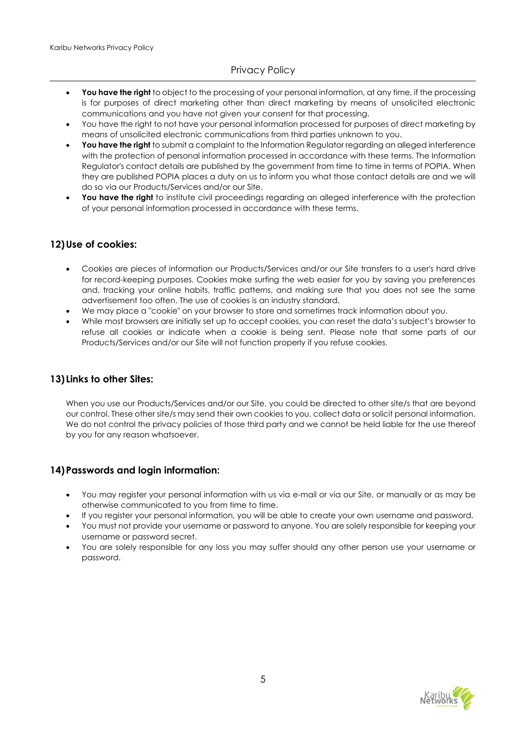- **You have the right** to object to the processing of your personal information, at any time, if the processing is for purposes of direct marketing other than direct marketing by means of unsolicited electronic communications and you have not given your consent for that processing.
- You have the right to not have your personal information processed for purposes of direct marketing by means of unsolicited electronic communications from third parties unknown to you.
- **You have the right** to submit a complaint to the Information Regulator regarding an alleged interference with the protection of personal information processed in accordance with these terms. The Information Regulator's contact details are published by the government from time to time in terms of POPIA. When they are published POPIA places a duty on us to inform you what those contact details are and we will do so via our Products/Services and/or our Site.
- **You have the right** to institute civil proceedings regarding an alleged interference with the protection of your personal information processed in accordance with these terms.

## 12) Use of cookies:

- Cookies are pieces of information our Products/Services and/or our Site transfers to a user's hard drive for record-keeping purposes. Cookies make surfing the web easier for you by saving you preferences and, tracking your online habits, traffic patterns, and making sure that you does not see the same advertisement too often. The use of cookies is an industry standard.
- We may place a "cookie" on your browser to store and sometimes track information about you.
- While most browsers are initially set up to accept cookies, you can reset the data's subject's browser to refuse all cookies or indicate when a cookie is being sent. Please note that some parts of our Products/Services and/or our Site will not function properly if you refuse cookies.

## 13) Links to other Sites:

When you use our Products/Services and/or our Site, you could be directed to other site/s that are beyond our control. These other site/s may send their own cookies to you, collect data or solicit personal information. We do not control the privacy policies of those third party and we cannot be held liable for the use thereof by you for any reason whatsoever.

## 14) Passwords and login information:

- You may register your personal information with us via e-mail or via our Site, or manually or as may be otherwise communicated to you from time to time.
- If you register your personal information, you will be able to create your own username and password.
- You must not provide your username or password to anyone. You are solely responsible for keeping your username or password secret.
- You are solely responsible for any loss you may suffer should any other person use your username or password.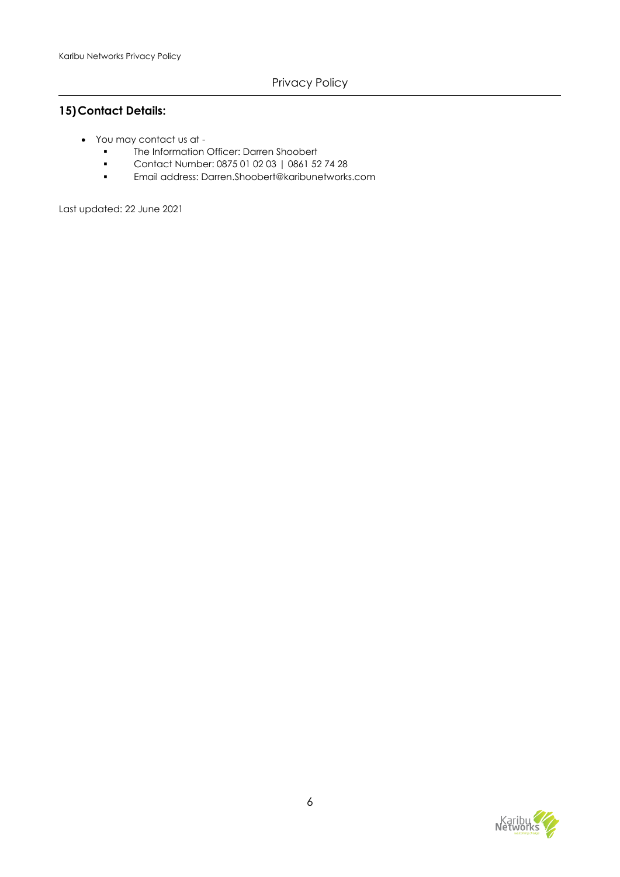## 15) Contact Details:

- You may contact us at -
  - The Information Officer: Darren Shoobert
  - Contact Number: 0875 01 02 03 | 0861 52 74 28
  - Email address: Darren.Shoobert@karibunetworks.com

Last updated: 22 June 2021